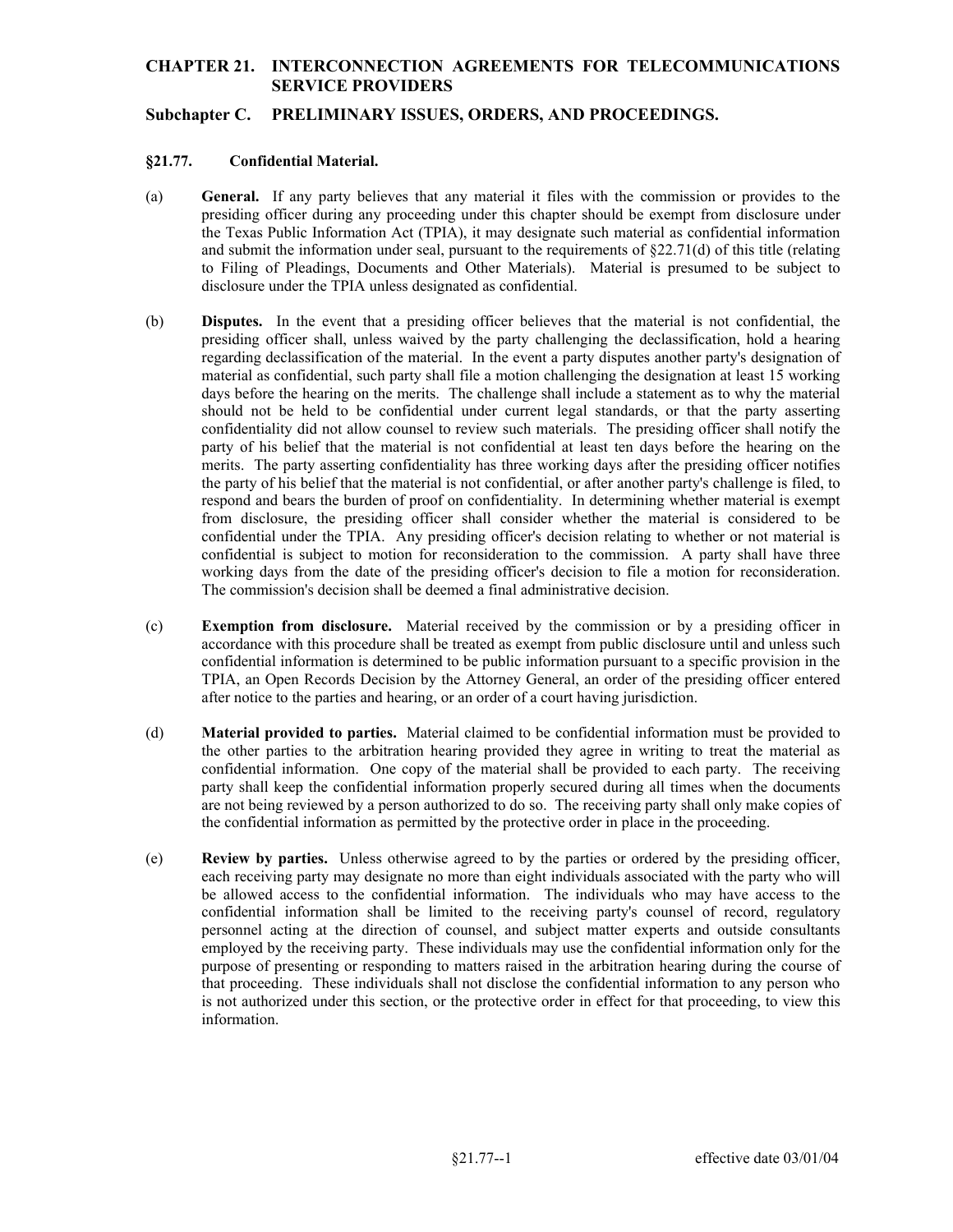# CHAPTER 21. INTERCONNECTION AGREEMENTS FOR TELECOMMUNICATIONS SERVICE PROVIDERS

## Subchapter C. PRELIMINARY ISSUES, ORDERS, AND PROCEEDINGS.

### §21.77. Confidential Material.

(a) **General.** If any party believes that any material it files with the commission or provides to the presiding officer during any proceeding under this chapter should be exempt from disclosure under the Texas Public Information Act (TPIA), it may designate such material as confidential information and submit the information under seal, pursuant to the requirements of §22.71(d) of this title (relating to Filing of Pleadings, Documents and Other Materials). Material is presumed to be subject to disclosure under the TPIA unless designated as confidential.

(b) **Disputes.** In the event that a presiding officer believes that the material is not confidential, the presiding officer shall, unless waived by the party challenging the declassification, hold a hearing regarding declassification of the material. In the event a party disputes another party's designation of material as confidential, such party shall file a motion challenging the designation at least 15 working days before the hearing on the merits. The challenge shall include a statement as to why the material should not be held to be confidential under current legal standards, or that the party asserting confidentiality did not allow counsel to review such materials. The presiding officer shall notify the party of his belief that the material is not confidential at least ten days before the hearing on the merits. The party asserting confidentiality has three working days after the presiding officer notifies the party of his belief that the material is not confidential, or after another party's challenge is filed, to respond and bears the burden of proof on confidentiality. In determining whether material is exempt from disclosure, the presiding officer shall consider whether the material is considered to be confidential under the TPIA. Any presiding officer's decision relating to whether or not material is confidential is subject to motion for reconsideration to the commission. A party shall have three working days from the date of the presiding officer's decision to file a motion for reconsideration. The commission's decision shall be deemed a final administrative decision.

(c) **Exemption from disclosure.** Material received by the commission or by a presiding officer in accordance with this procedure shall be treated as exempt from public disclosure until and unless such confidential information is determined to be public information pursuant to a specific provision in the TPIA, an Open Records Decision by the Attorney General, an order of the presiding officer entered after notice to the parties and hearing, or an order of a court having jurisdiction.

(d) **Material provided to parties.** Material claimed to be confidential information must be provided to the other parties to the arbitration hearing provided they agree in writing to treat the material as confidential information. One copy of the material shall be provided to each party. The receiving party shall keep the confidential information properly secured during all times when the documents are not being reviewed by a person authorized to do so. The receiving party shall only make copies of the confidential information as permitted by the protective order in place in the proceeding.

(e) **Review by parties.** Unless otherwise agreed to by the parties or ordered by the presiding officer, each receiving party may designate no more than eight individuals associated with the party who will be allowed access to the confidential information. The individuals who may have access to the confidential information shall be limited to the receiving party's counsel of record, regulatory personnel acting at the direction of counsel, and subject matter experts and outside consultants employed by the receiving party. These individuals may use the confidential information only for the purpose of presenting or responding to matters raised in the arbitration hearing during the course of that proceeding. These individuals shall not disclose the confidential information to any person who is not authorized under this section, or the protective order in effect for that proceeding, to view this information.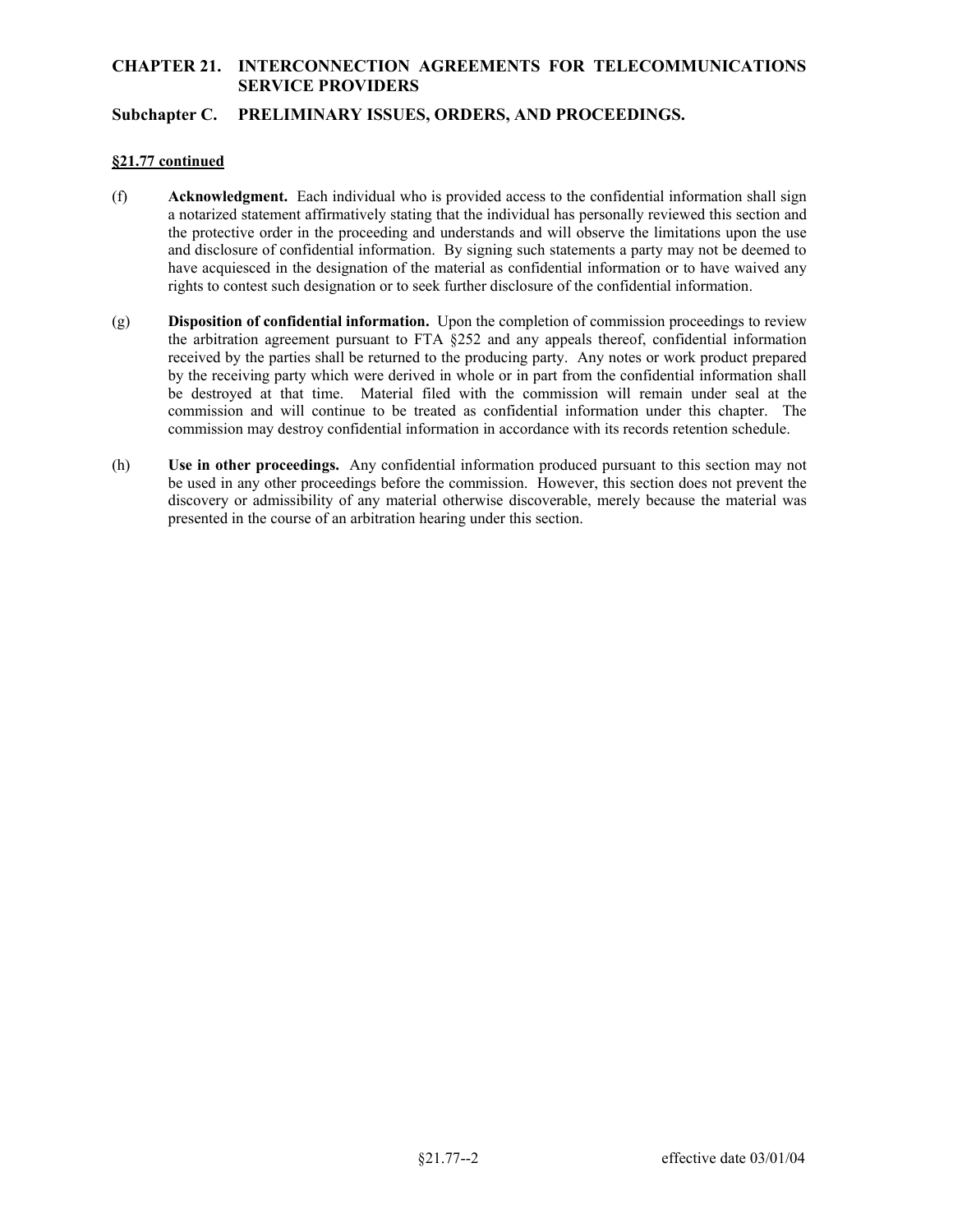## CHAPTER 21. INTERCONNECTION AGREEMENTS FOR TELECOMMUNICATIONS SERVICE PROVIDERS

### Subchapter C. PRELIMINARY ISSUES, ORDERS, AND PROCEEDINGS.

**§21.77 continued**

(f) **Acknowledgment.** Each individual who is provided access to the confidential information shall sign a notarized statement affirmatively stating that the individual has personally reviewed this section and the protective order in the proceeding and understands and will observe the limitations upon the use and disclosure of confidential information. By signing such statements a party may not be deemed to have acquiesced in the designation of the material as confidential information or to have waived any rights to contest such designation or to seek further disclosure of the confidential information.

(g) **Disposition of confidential information.** Upon the completion of commission proceedings to review the arbitration agreement pursuant to FTA §252 and any appeals thereof, confidential information received by the parties shall be returned to the producing party. Any notes or work product prepared by the receiving party which were derived in whole or in part from the confidential information shall be destroyed at that time. Material filed with the commission will remain under seal at the commission and will continue to be treated as confidential information under this chapter. The commission may destroy confidential information in accordance with its records retention schedule.

(h) **Use in other proceedings.** Any confidential information produced pursuant to this section may not be used in any other proceedings before the commission. However, this section does not prevent the discovery or admissibility of any material otherwise discoverable, merely because the material was presented in the course of an arbitration hearing under this section.